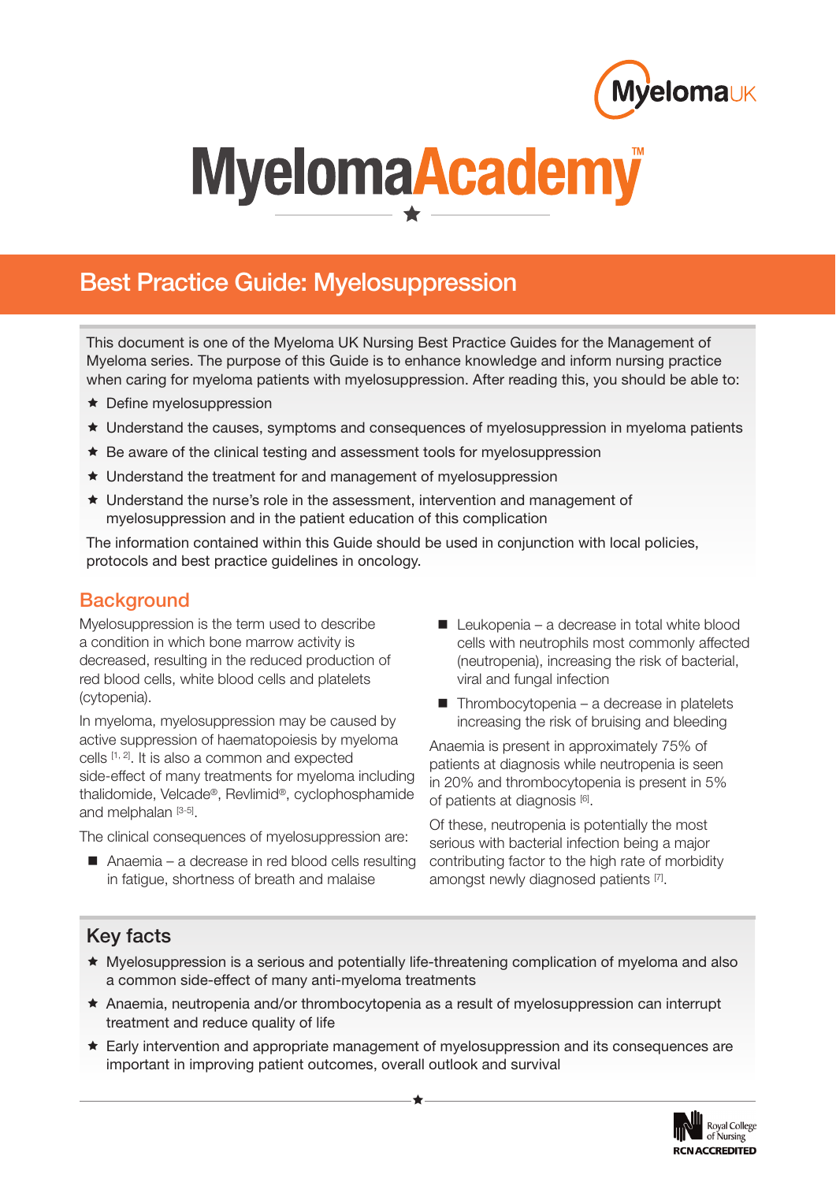# Myeloma Academy™

## Best Practice Guide: Myelosuppression

This document is one of the Myeloma UK Nursing Best Practice Guides for the Management of Myeloma series. The purpose of this Guide is to enhance knowledge and inform nursing practice when caring for myeloma patients with myelosuppression. After reading this, you should be able to:

- Define myelosuppression
- Understand the causes, symptoms and consequences of myelosuppression in myeloma patients
- Be aware of the clinical testing and assessment tools for myelosuppression
- Understand the treatment for and management of myelosuppression
- Understand the nurse's role in the assessment, intervention and management of myelosuppression and in the patient education of this complication

The information contained within this Guide should be used in conjunction with local policies, protocols and best practice guidelines in oncology.

## Background

Myelosuppression is the term used to describe a condition in which bone marrow activity is decreased, resulting in the reduced production of red blood cells, white blood cells and platelets (cytopenia).

In myeloma, myelosuppression may be caused by active suppression of haematopoiesis by myeloma cells [1, 2]. It is also a common and expected side-effect of many treatments for myeloma including thalidomide, Velcade®, Revlimid®, cyclophosphamide and melphalan [3-5].

The clinical consequences of myelosuppression are:

- Anaemia – a decrease in red blood cells resulting in fatigue, shortness of breath and malaise
- Leukopenia – a decrease in total white blood cells with neutrophils most commonly affected (neutropenia), increasing the risk of bacterial, viral and fungal infection
- Thrombocytopenia – a decrease in platelets increasing the risk of bruising and bleeding

Anaemia is present in approximately 75% of patients at diagnosis while neutropenia is seen in 20% and thrombocytopenia is present in 5% of patients at diagnosis [6].

Of these, neutropenia is potentially the most serious with bacterial infection being a major contributing factor to the high rate of morbidity amongst newly diagnosed patients [7].

## Key facts

- Myelosuppression is a serious and potentially life-threatening complication of myeloma and also a common side-effect of many anti-myeloma treatments
- Anaemia, neutropenia and/or thrombocytopenia as a result of myelosuppression can interrupt treatment and reduce quality of life
- Early intervention and appropriate management of myelosuppression and its consequences are important in improving patient outcomes, overall outlook and survival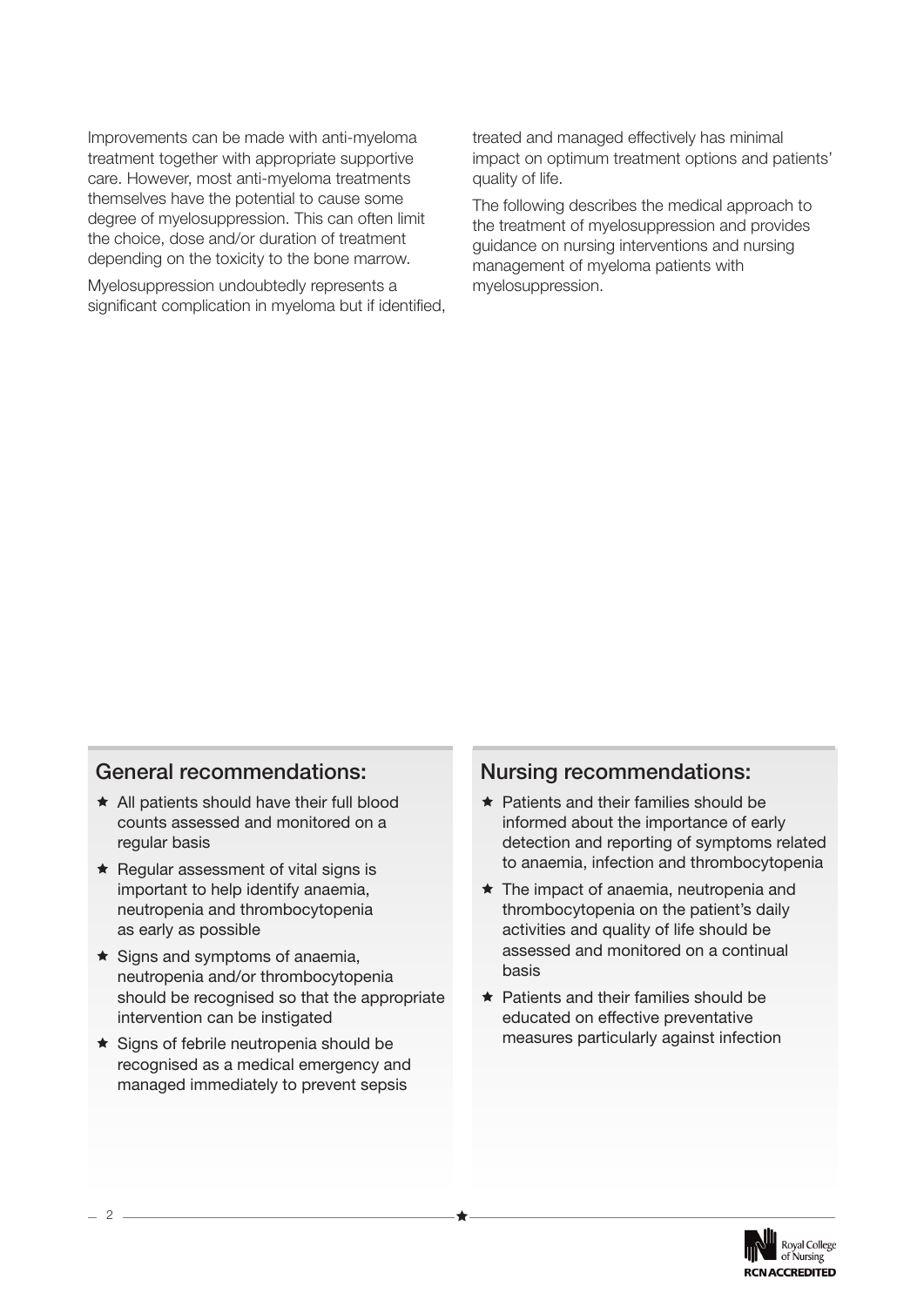Improvements can be made with anti-myeloma treatment together with appropriate supportive care. However, most anti-myeloma treatments themselves have the potential to cause some degree of myelosuppression. This can often limit the choice, dose and/or duration of treatment depending on the toxicity to the bone marrow.

Myelosuppression undoubtedly represents a significant complication in myeloma but if identified, treated and managed effectively has minimal impact on optimum treatment options and patients' quality of life.

The following describes the medical approach to the treatment of myelosuppression and provides guidance on nursing interventions and nursing management of myeloma patients with myelosuppression.

## General recommendations:

- ★ All patients should have their full blood counts assessed and monitored on a regular basis
- ★ Regular assessment of vital signs is important to help identify anaemia, neutropenia and thrombocytopenia as early as possible
- ★ Signs and symptoms of anaemia, neutropenia and/or thrombocytopenia should be recognised so that the appropriate intervention can be instigated
- ★ Signs of febrile neutropenia should be recognised as a medical emergency and managed immediately to prevent sepsis

## Nursing recommendations:

- ★ Patients and their families should be informed about the importance of early detection and reporting of symptoms related to anaemia, infection and thrombocytopenia
- ★ The impact of anaemia, neutropenia and thrombocytopenia on the patient's daily activities and quality of life should be assessed and monitored on a continual basis
- ★ Patients and their families should be educated on effective preventative measures particularly against infection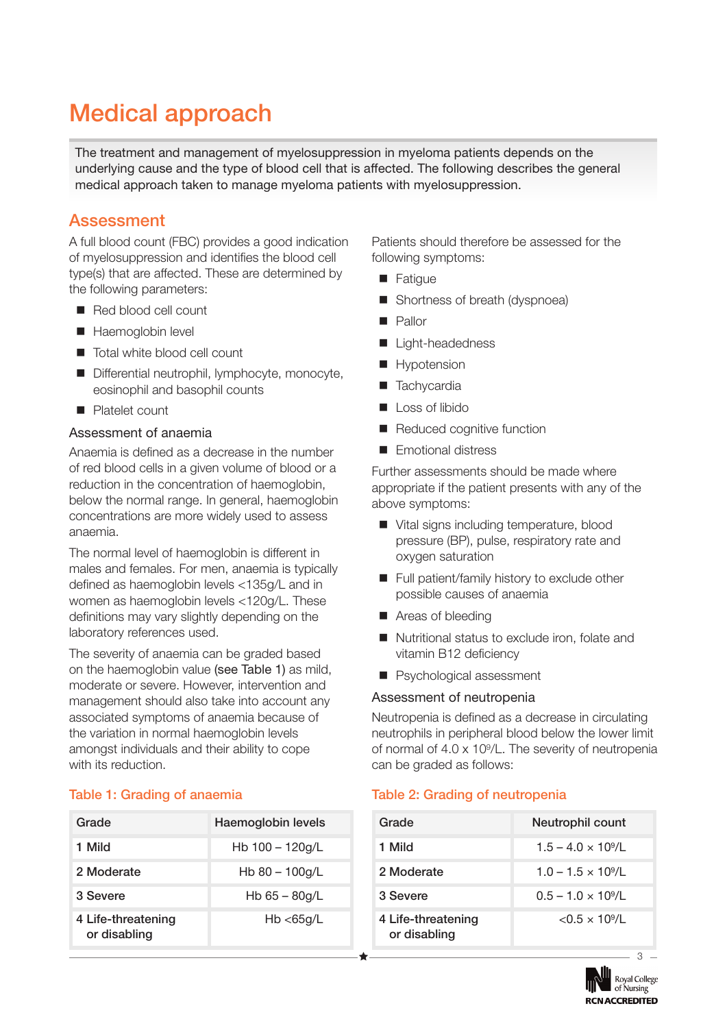# Medical approach

The treatment and management of myelosuppression in myeloma patients depends on the underlying cause and the type of blood cell that is affected. The following describes the general medical approach taken to manage myeloma patients with myelosuppression.

## Assessment

A full blood count (FBC) provides a good indication of myelosuppression and identifies the blood cell type(s) that are affected. These are determined by the following parameters:

- Red blood cell count
- Haemoglobin level
- Total white blood cell count
- Differential neutrophil, lymphocyte, monocyte, eosinophil and basophil counts
- Platelet count

### Assessment of anaemia

Anaemia is defined as a decrease in the number of red blood cells in a given volume of blood or a reduction in the concentration of haemoglobin, below the normal range. In general, haemoglobin concentrations are more widely used to assess anaemia.

The normal level of haemoglobin is different in males and females. For men, anaemia is typically defined as haemoglobin levels <135g/L and in women as haemoglobin levels <120g/L. These definitions may vary slightly depending on the laboratory references used.

The severity of anaemia can be graded based on the haemoglobin value (see Table 1) as mild, moderate or severe. However, intervention and management should also take into account any associated symptoms of anaemia because of the variation in normal haemoglobin levels amongst individuals and their ability to cope with its reduction.

Patients should therefore be assessed for the following symptoms:

- Fatigue
- Shortness of breath (dyspnoea)
- Pallor
- Light-headedness
- Hypotension
- Tachycardia
- Loss of libido
- Reduced cognitive function
- Emotional distress

Further assessments should be made where appropriate if the patient presents with any of the above symptoms:

- Vital signs including temperature, blood pressure (BP), pulse, respiratory rate and oxygen saturation
- Full patient/family history to exclude other possible causes of anaemia
- Areas of bleeding
- Nutritional status to exclude iron, folate and vitamin B12 deficiency
- Psychological assessment

### Assessment of neutropenia

Neutropenia is defined as a decrease in circulating neutrophils in peripheral blood below the lower limit of normal of 4.0 x $10^9$/L. The severity of neutropenia can be graded as follows:

**Table 1: Grading of anaemia**

| Grade | Haemoglobin levels |
|---|---|
| 1 Mild | Hb 100 – 120g/L |
| 2 Moderate | Hb 80 – 100g/L |
| 3 Severe | Hb 65 – 80g/L |
| 4 Life-threatening or disabling | Hb <65g/L |

**Table 2: Grading of neutropenia**

| Grade | Neutrophil count |
|---|---|
| 1 Mild | 1.5 – 4.0 × $10^9$/L |
| 2 Moderate | 1.0 – 1.5 × $10^9$/L |
| 3 Severe | 0.5 – 1.0 × $10^9$/L |
| 4 Life-threatening or disabling | <0.5 × $10^9$/L |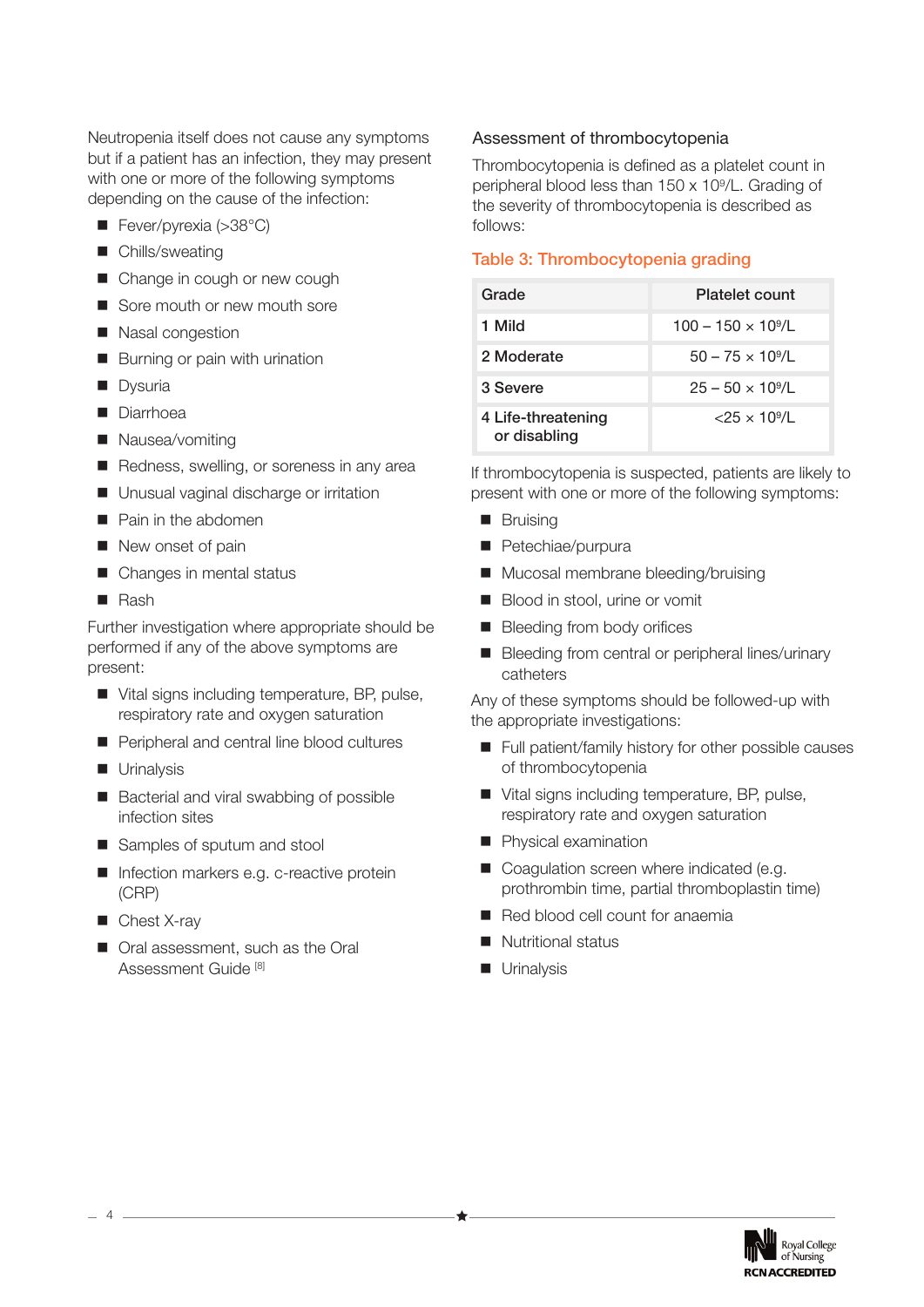Neutropenia itself does not cause any symptoms but if a patient has an infection, they may present with one or more of the following symptoms depending on the cause of the infection:

- Fever/pyrexia (>38°C)
- Chills/sweating
- Change in cough or new cough
- Sore mouth or new mouth sore
- Nasal congestion
- Burning or pain with urination
- Dysuria
- Diarrhoea
- Nausea/vomiting
- Redness, swelling, or soreness in any area
- Unusual vaginal discharge or irritation
- Pain in the abdomen
- New onset of pain
- Changes in mental status
- Rash

Further investigation where appropriate should be performed if any of the above symptoms are present:

- Vital signs including temperature, BP, pulse, respiratory rate and oxygen saturation
- Peripheral and central line blood cultures
- Urinalysis
- Bacterial and viral swabbing of possible infection sites
- Samples of sputum and stool
- Infection markers e.g. c-reactive protein (CRP)
- Chest X-ray
- Oral assessment, such as the Oral Assessment Guide [8]

### Assessment of thrombocytopenia

Thrombocytopenia is defined as a platelet count in peripheral blood less than 150 x $10^9$/L. Grading of the severity of thrombocytopenia is described as follows:

**Table 3: Thrombocytopenia grading**

| Grade | Platelet count |
|---|---|
| 1 Mild | 100 – 150 × $10^9$/L |
| 2 Moderate | 50 – 75 × $10^9$/L |
| 3 Severe | 25 – 50 × $10^9$/L |
| 4 Life-threatening or disabling | <25 × $10^9$/L |

If thrombocytopenia is suspected, patients are likely to present with one or more of the following symptoms:

- Bruising
- Petechiae/purpura
- Mucosal membrane bleeding/bruising
- Blood in stool, urine or vomit
- Bleeding from body orifices
- Bleeding from central or peripheral lines/urinary catheters

Any of these symptoms should be followed-up with the appropriate investigations:

- Full patient/family history for other possible causes of thrombocytopenia
- Vital signs including temperature, BP, pulse, respiratory rate and oxygen saturation
- Physical examination
- Coagulation screen where indicated (e.g. prothrombin time, partial thromboplastin time)
- Red blood cell count for anaemia
- Nutritional status
- Urinalysis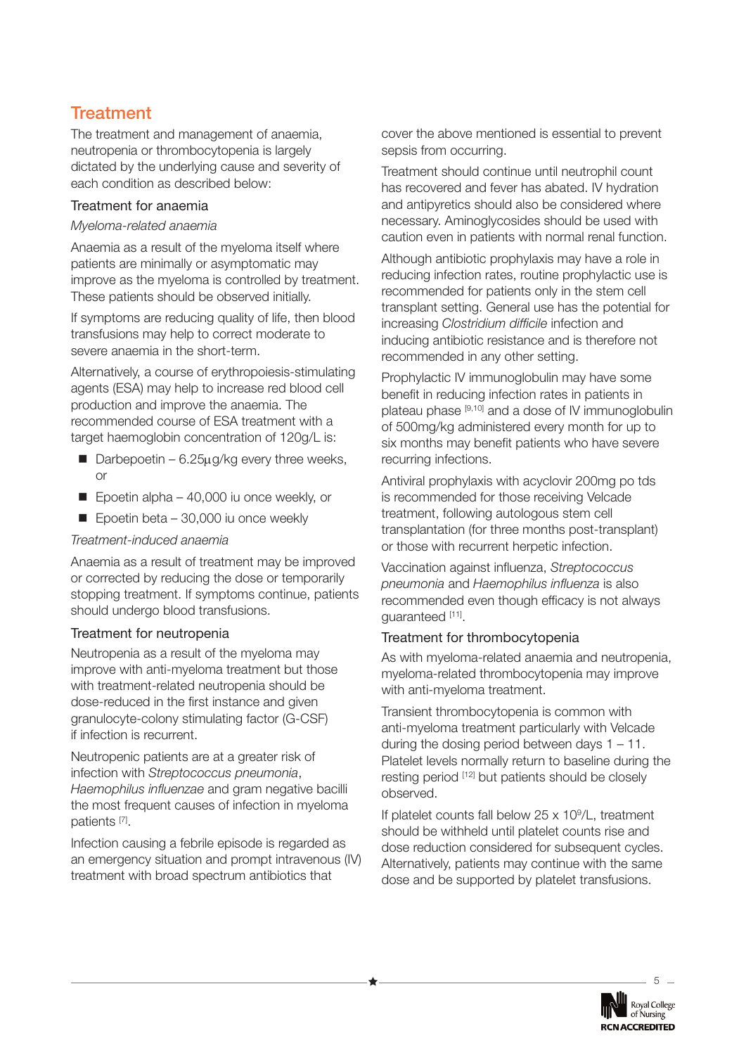## Treatment

The treatment and management of anaemia, neutropenia or thrombocytopenia is largely dictated by the underlying cause and severity of each condition as described below:

### Treatment for anaemia

*Myeloma-related anaemia*

Anaemia as a result of the myeloma itself where patients are minimally or asymptomatic may improve as the myeloma is controlled by treatment. These patients should be observed initially.

If symptoms are reducing quality of life, then blood transfusions may help to correct moderate to severe anaemia in the short-term.

Alternatively, a course of erythropoiesis-stimulating agents (ESA) may help to increase red blood cell production and improve the anaemia. The recommended course of ESA treatment with a target haemoglobin concentration of 120g/L is:

- Darbepoetin – 6.25µg/kg every three weeks, or
- Epoetin alpha – 40,000 iu once weekly, or
- Epoetin beta – 30,000 iu once weekly

*Treatment-induced anaemia*

Anaemia as a result of treatment may be improved or corrected by reducing the dose or temporarily stopping treatment. If symptoms continue, patients should undergo blood transfusions.

### Treatment for neutropenia

Neutropenia as a result of the myeloma may improve with anti-myeloma treatment but those with treatment-related neutropenia should be dose-reduced in the first instance and given granulocyte-colony stimulating factor (G-CSF) if infection is recurrent.

Neutropenic patients are at a greater risk of infection with *Streptococcus pneumonia*, *Haemophilus influenzae* and gram negative bacilli the most frequent causes of infection in myeloma patients [7].

Infection causing a febrile episode is regarded as an emergency situation and prompt intravenous (IV) treatment with broad spectrum antibiotics that cover the above mentioned is essential to prevent sepsis from occurring.

Treatment should continue until neutrophil count has recovered and fever has abated. IV hydration and antipyretics should also be considered where necessary. Aminoglycosides should be used with caution even in patients with normal renal function.

Although antibiotic prophylaxis may have a role in reducing infection rates, routine prophylactic use is recommended for patients only in the stem cell transplant setting. General use has the potential for increasing *Clostridium difficile* infection and inducing antibiotic resistance and is therefore not recommended in any other setting.

Prophylactic IV immunoglobulin may have some benefit in reducing infection rates in patients in plateau phase [9,10] and a dose of IV immunoglobulin of 500mg/kg administered every month for up to six months may benefit patients who have severe recurring infections.

Antiviral prophylaxis with acyclovir 200mg po tds is recommended for those receiving Velcade treatment, following autologous stem cell transplantation (for three months post-transplant) or those with recurrent herpetic infection.

Vaccination against influenza, *Streptococcus pneumonia* and *Haemophilus influenza* is also recommended even though efficacy is not always guaranteed [11].

### Treatment for thrombocytopenia

As with myeloma-related anaemia and neutropenia, myeloma-related thrombocytopenia may improve with anti-myeloma treatment.

Transient thrombocytopenia is common with anti-myeloma treatment particularly with Velcade during the dosing period between days 1 – 11. Platelet levels normally return to baseline during the resting period [12] but patients should be closely observed.

If platelet counts fall below 25 x $10^9$/L, treatment should be withheld until platelet counts rise and dose reduction considered for subsequent cycles. Alternatively, patients may continue with the same dose and be supported by platelet transfusions.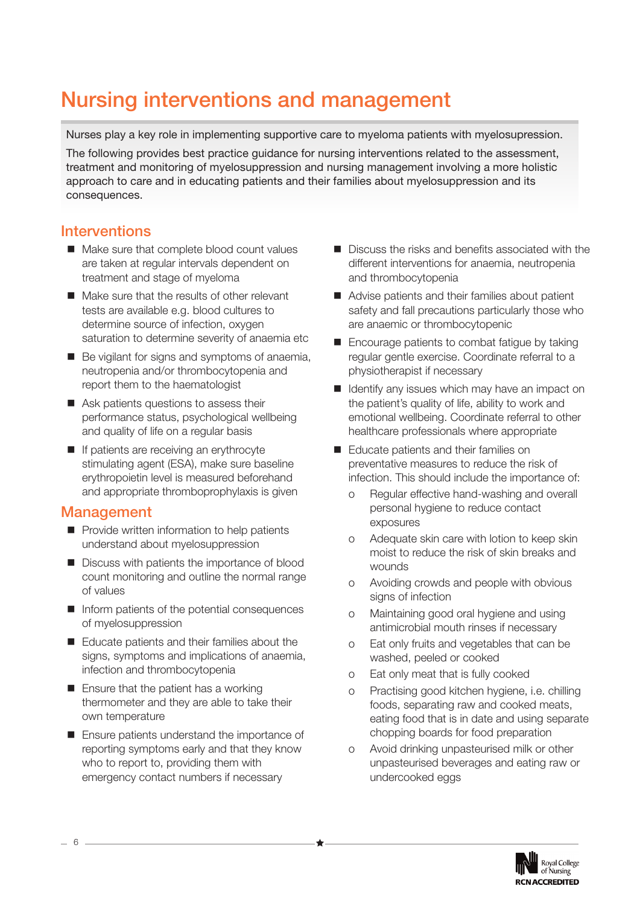# Nursing interventions and management

Nurses play a key role in implementing supportive care to myeloma patients with myelosupression.

The following provides best practice guidance for nursing interventions related to the assessment, treatment and monitoring of myelosuppression and nursing management involving a more holistic approach to care and in educating patients and their families about myelosuppression and its consequences.

## Interventions

- Make sure that complete blood count values are taken at regular intervals dependent on treatment and stage of myeloma
- Make sure that the results of other relevant tests are available e.g. blood cultures to determine source of infection, oxygen saturation to determine severity of anaemia etc
- Be vigilant for signs and symptoms of anaemia, neutropenia and/or thrombocytopenia and report them to the haematologist
- Ask patients questions to assess their performance status, psychological wellbeing and quality of life on a regular basis
- If patients are receiving an erythrocyte stimulating agent (ESA), make sure baseline erythropoietin level is measured beforehand and appropriate thromboprophylaxis is given

## Management

- Provide written information to help patients understand about myelosuppression
- Discuss with patients the importance of blood count monitoring and outline the normal range of values
- Inform patients of the potential consequences of myelosuppression
- Educate patients and their families about the signs, symptoms and implications of anaemia, infection and thrombocytopenia
- Ensure that the patient has a working thermometer and they are able to take their own temperature
- Ensure patients understand the importance of reporting symptoms early and that they know who to report to, providing them with emergency contact numbers if necessary
- Discuss the risks and benefits associated with the different interventions for anaemia, neutropenia and thrombocytopenia
- Advise patients and their families about patient safety and fall precautions particularly those who are anaemic or thrombocytopenic
- Encourage patients to combat fatigue by taking regular gentle exercise. Coordinate referral to a physiotherapist if necessary
- Identify any issues which may have an impact on the patient's quality of life, ability to work and emotional wellbeing. Coordinate referral to other healthcare professionals where appropriate
- Educate patients and their families on preventative measures to reduce the risk of infection. This should include the importance of:
  - Regular effective hand-washing and overall personal hygiene to reduce contact exposures
  - Adequate skin care with lotion to keep skin moist to reduce the risk of skin breaks and wounds
  - Avoiding crowds and people with obvious signs of infection
  - Maintaining good oral hygiene and using antimicrobial mouth rinses if necessary
  - Eat only fruits and vegetables that can be washed, peeled or cooked
  - Eat only meat that is fully cooked
  - Practising good kitchen hygiene, i.e. chilling foods, separating raw and cooked meats, eating food that is in date and using separate chopping boards for food preparation
  - Avoid drinking unpasteurised milk or other unpasteurised beverages and eating raw or undercooked eggs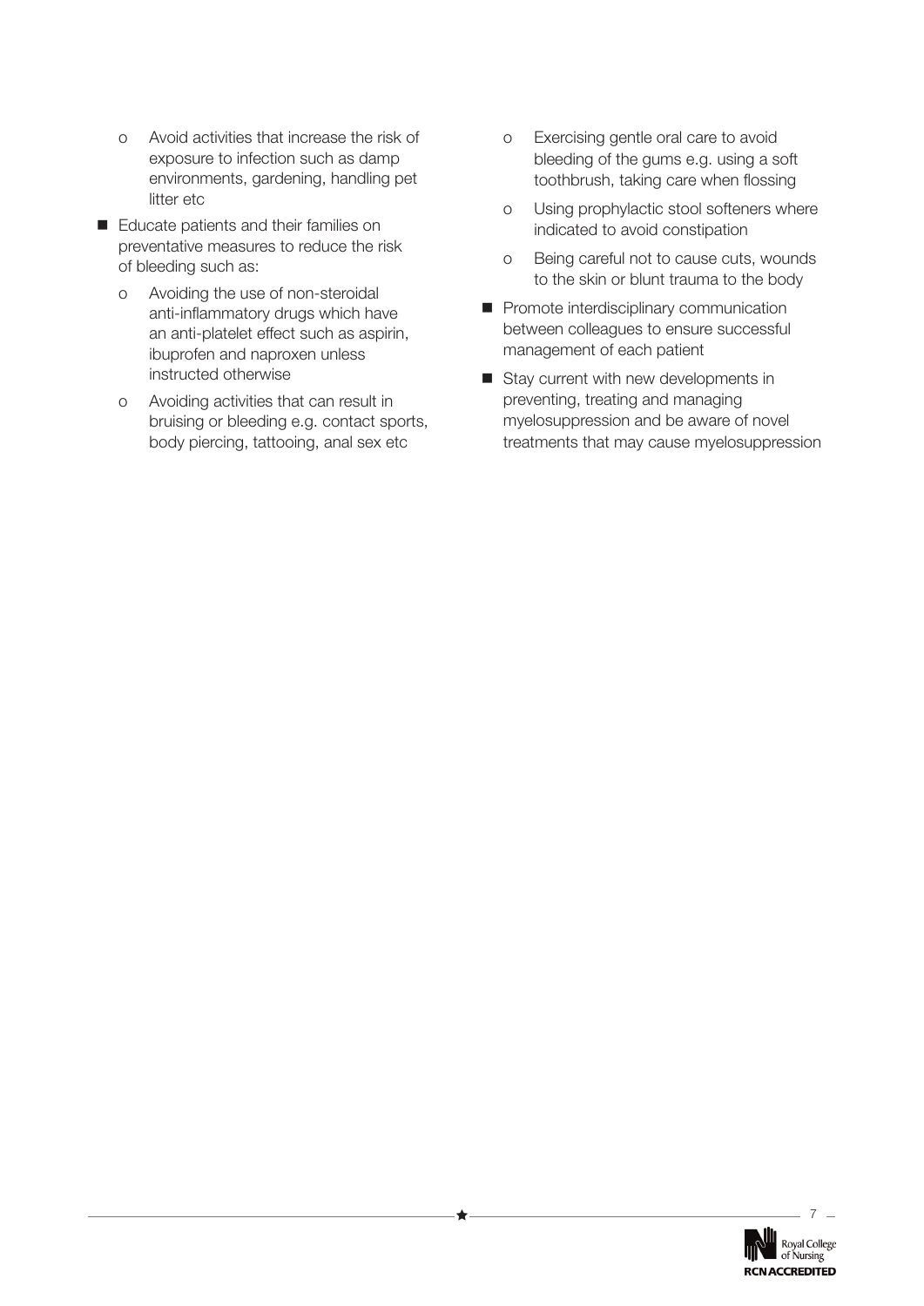- Avoid activities that increase the risk of exposure to infection such as damp environments, gardening, handling pet litter etc
- Educate patients and their families on preventative measures to reduce the risk of bleeding such as:
  - Avoiding the use of non-steroidal anti-inflammatory drugs which have an anti-platelet effect such as aspirin, ibuprofen and naproxen unless instructed otherwise
  - Avoiding activities that can result in bruising or bleeding e.g. contact sports, body piercing, tattooing, anal sex etc
  - Exercising gentle oral care to avoid bleeding of the gums e.g. using a soft toothbrush, taking care when flossing
  - Using prophylactic stool softeners where indicated to avoid constipation
  - Being careful not to cause cuts, wounds to the skin or blunt trauma to the body
- Promote interdisciplinary communication between colleagues to ensure successful management of each patient
- Stay current with new developments in preventing, treating and managing myelosuppression and be aware of novel treatments that may cause myelosuppression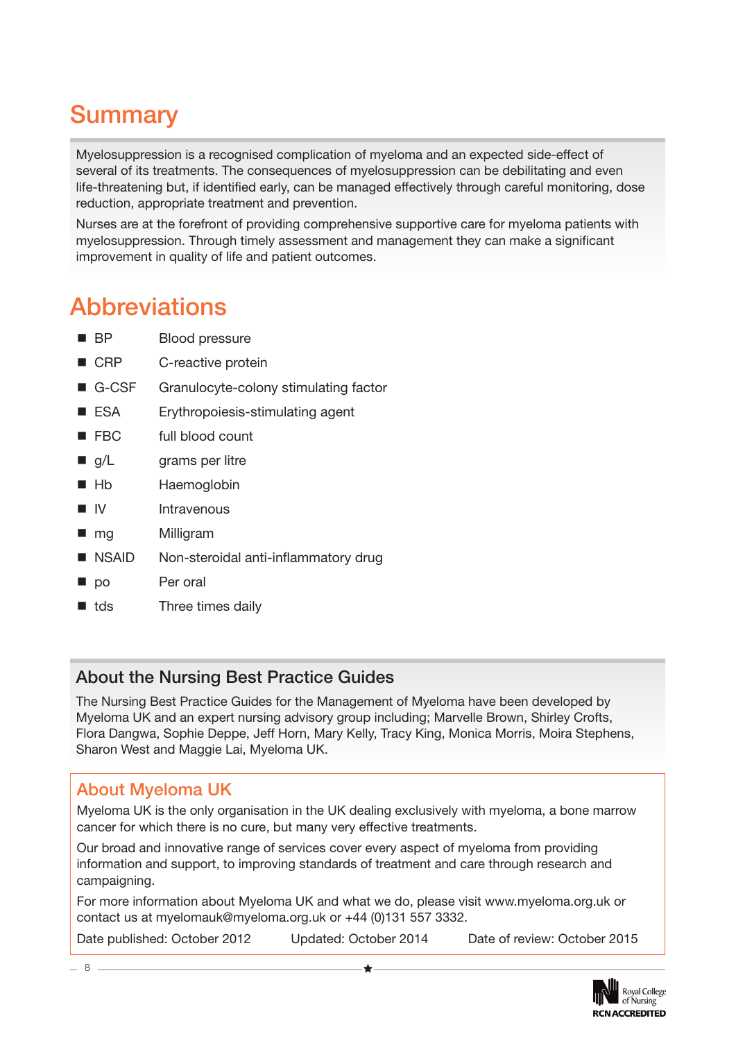# Summary

Myelosuppression is a recognised complication of myeloma and an expected side-effect of several of its treatments. The consequences of myelosuppression can be debilitating and even life-threatening but, if identified early, can be managed effectively through careful monitoring, dose reduction, appropriate treatment and prevention.

Nurses are at the forefront of providing comprehensive supportive care for myeloma patients with myelosuppression. Through timely assessment and management they can make a significant improvement in quality of life and patient outcomes.

# Abbreviations

- BP — Blood pressure
- CRP — C-reactive protein
- G-CSF — Granulocyte-colony stimulating factor
- ESA — Erythropoiesis-stimulating agent
- FBC — full blood count
- g/L — grams per litre
- Hb — Haemoglobin
- IV — Intravenous
- mg — Milligram
- NSAID — Non-steroidal anti-inflammatory drug
- po — Per oral
- tds — Three times daily

## About the Nursing Best Practice Guides

The Nursing Best Practice Guides for the Management of Myeloma have been developed by Myeloma UK and an expert nursing advisory group including; Marvelle Brown, Shirley Crofts, Flora Dangwa, Sophie Deppe, Jeff Horn, Mary Kelly, Tracy King, Monica Morris, Moira Stephens, Sharon West and Maggie Lai, Myeloma UK.

## About Myeloma UK

Myeloma UK is the only organisation in the UK dealing exclusively with myeloma, a bone marrow cancer for which there is no cure, but many very effective treatments.

Our broad and innovative range of services cover every aspect of myeloma from providing information and support, to improving standards of treatment and care through research and campaigning.

For more information about Myeloma UK and what we do, please visit www.myeloma.org.uk or contact us at myelomauk@myeloma.org.uk or +44 (0)131 557 3332.

Date published: October 2012 Updated: October 2014 Date of review: October 2015

Royal College of Nursing
RCN ACCREDITED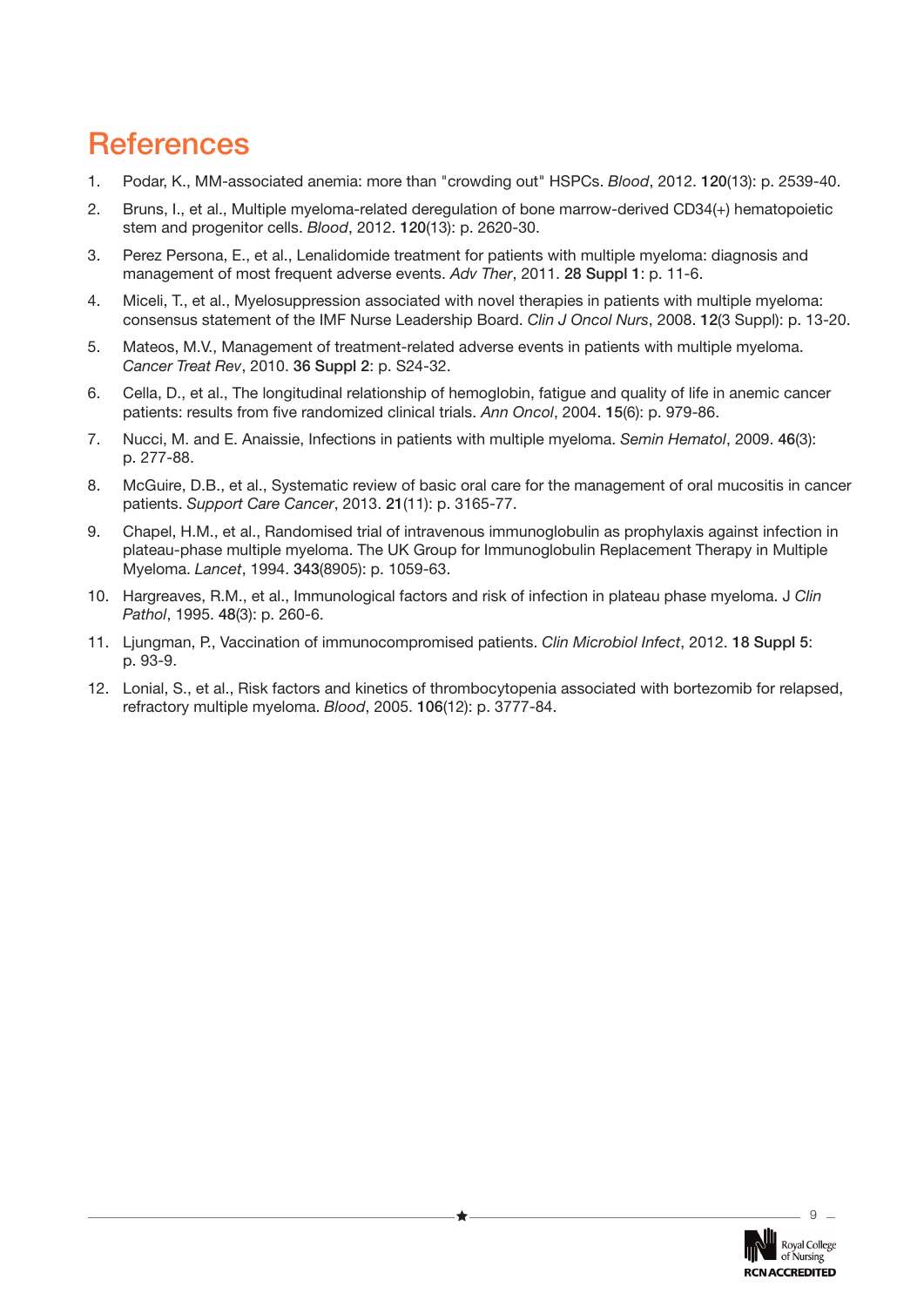# References

1. Podar, K., MM-associated anemia: more than "crowding out" HSPCs. *Blood*, 2012. **120**(13): p. 2539-40.
2. Bruns, I., et al., Multiple myeloma-related deregulation of bone marrow-derived CD34(+) hematopoietic stem and progenitor cells. *Blood*, 2012. **120**(13): p. 2620-30.
3. Perez Persona, E., et al., Lenalidomide treatment for patients with multiple myeloma: diagnosis and management of most frequent adverse events. *Adv Ther*, 2011. **28 Suppl 1**: p. 11-6.
4. Miceli, T., et al., Myelosuppression associated with novel therapies in patients with multiple myeloma: consensus statement of the IMF Nurse Leadership Board. *Clin J Oncol Nurs*, 2008. **12**(3 Suppl): p. 13-20.
5. Mateos, M.V., Management of treatment-related adverse events in patients with multiple myeloma. *Cancer Treat Rev*, 2010. **36 Suppl 2**: p. S24-32.
6. Cella, D., et al., The longitudinal relationship of hemoglobin, fatigue and quality of life in anemic cancer patients: results from five randomized clinical trials. *Ann Oncol*, 2004. **15**(6): p. 979-86.
7. Nucci, M. and E. Anaissie, Infections in patients with multiple myeloma. *Semin Hematol*, 2009. **46**(3): p. 277-88.
8. McGuire, D.B., et al., Systematic review of basic oral care for the management of oral mucositis in cancer patients. *Support Care Cancer*, 2013. **21**(11): p. 3165-77.
9. Chapel, H.M., et al., Randomised trial of intravenous immunoglobulin as prophylaxis against infection in plateau-phase multiple myeloma. The UK Group for Immunoglobulin Replacement Therapy in Multiple Myeloma. *Lancet*, 1994. **343**(8905): p. 1059-63.
10. Hargreaves, R.M., et al., Immunological factors and risk of infection in plateau phase myeloma. J *Clin Pathol*, 1995. **48**(3): p. 260-6.
11. Ljungman, P., Vaccination of immunocompromised patients. *Clin Microbiol Infect*, 2012. **18 Suppl 5**: p. 93-9.
12. Lonial, S., et al., Risk factors and kinetics of thrombocytopenia associated with bortezomib for relapsed, refractory multiple myeloma. *Blood*, 2005. **106**(12): p. 3777-84.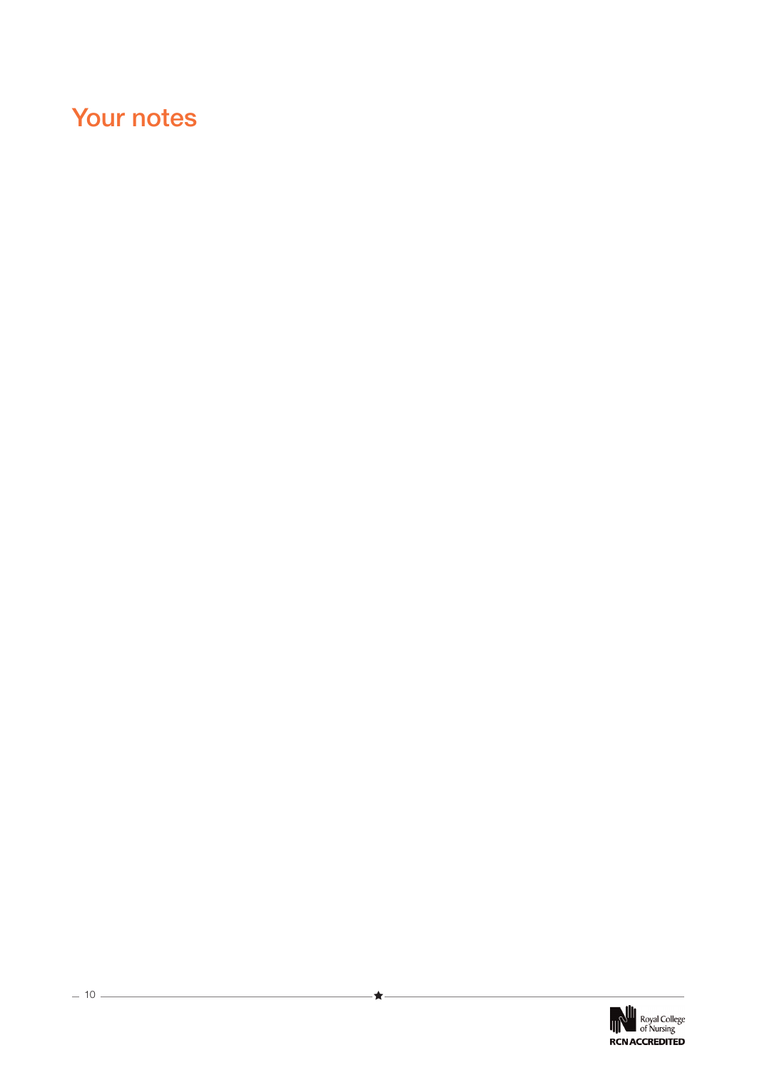# Your notes

Royal College of Nursing

RCN ACCREDITED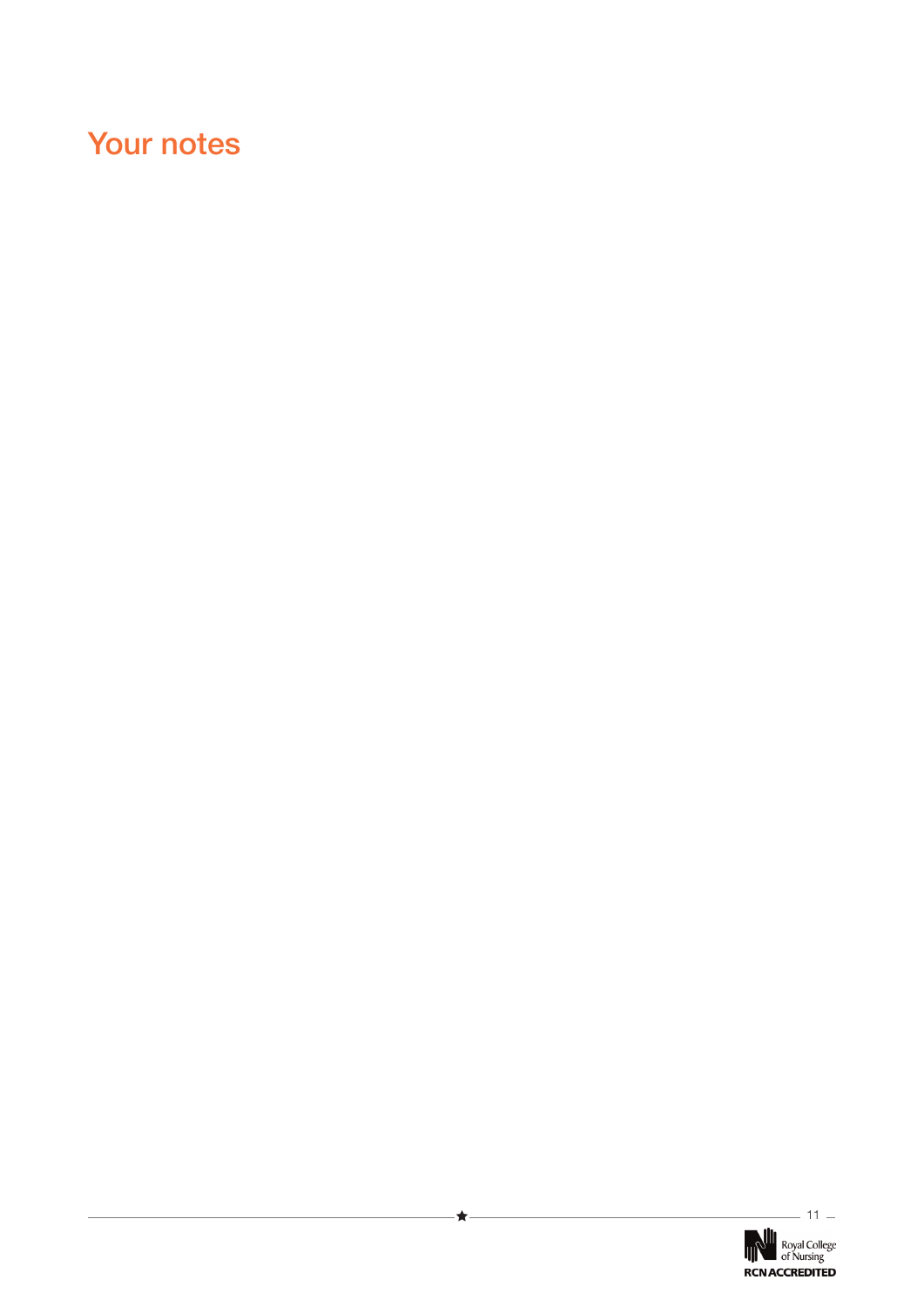# Your notes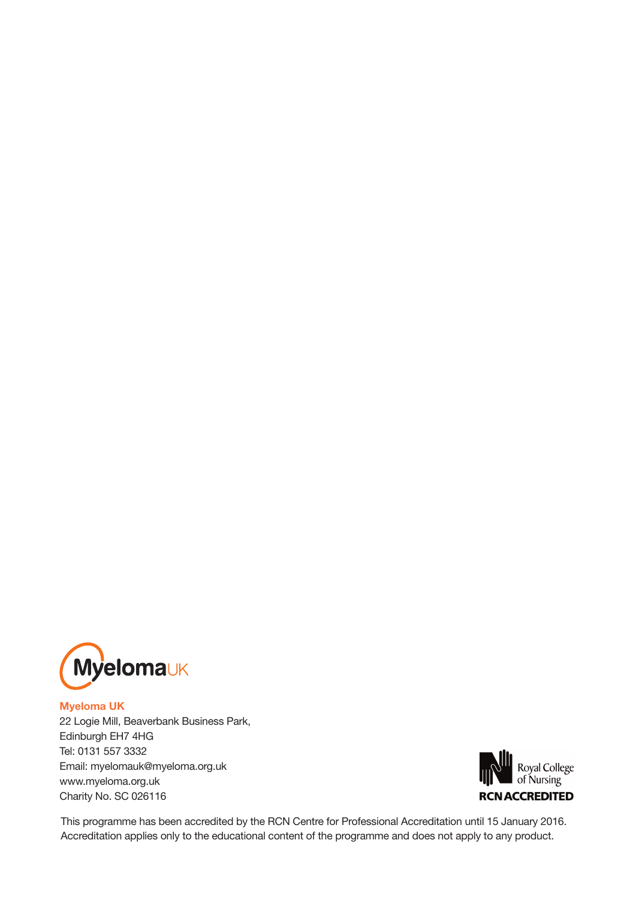**Myeloma UK**
22 Logie Mill, Beaverbank Business Park,
Edinburgh EH7 4HG
Tel: 0131 557 3332
Email: myelomauk@myeloma.org.uk
www.myeloma.org.uk
Charity No. SC 026116

Royal College of Nursing
RCN ACCREDITED

This programme has been accredited by the RCN Centre for Professional Accreditation until 15 January 2016. Accreditation applies only to the educational content of the programme and does not apply to any product.